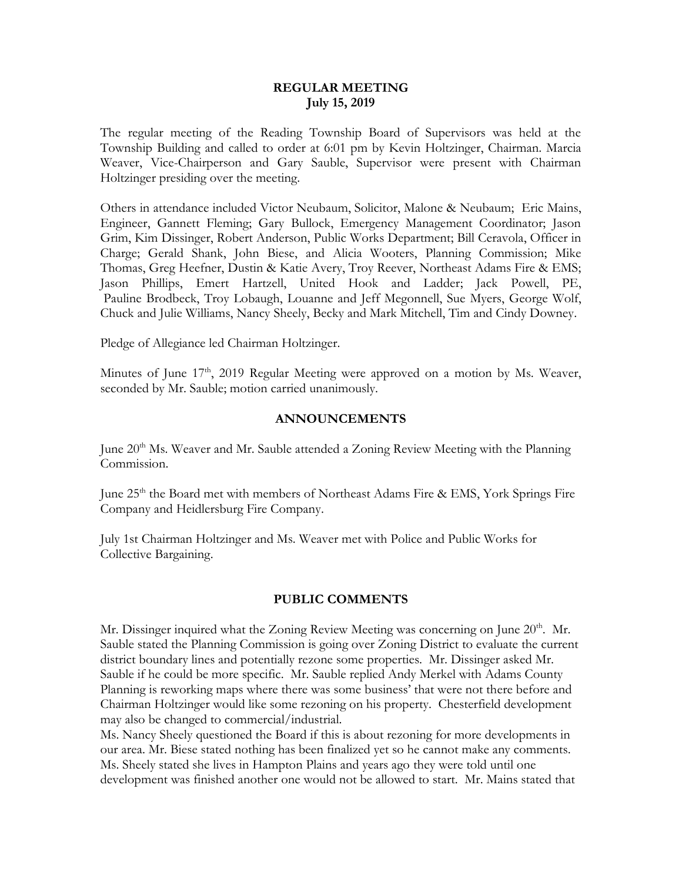# REGULAR MEETING
## July 15, 2019

The regular meeting of the Reading Township Board of Supervisors was held at the Township Building and called to order at 6:01 pm by Kevin Holtzinger, Chairman. Marcia Weaver, Vice-Chairperson and Gary Sauble, Supervisor were present with Chairman Holtzinger presiding over the meeting.

Others in attendance included Victor Neubaum, Solicitor, Malone & Neubaum; Eric Mains, Engineer, Gannett Fleming; Gary Bullock, Emergency Management Coordinator; Jason Grim, Kim Dissinger, Robert Anderson, Public Works Department; Bill Ceravola, Officer in Charge; Gerald Shank, John Biese, and Alicia Wooters, Planning Commission; Mike Thomas, Greg Heefner, Dustin & Katie Avery, Troy Reever, Northeast Adams Fire & EMS; Jason Phillips, Emert Hartzell, United Hook and Ladder; Jack Powell, PE, Pauline Brodbeck, Troy Lobaugh, Louanne and Jeff Megonnell, Sue Myers, George Wolf, Chuck and Julie Williams, Nancy Sheely, Becky and Mark Mitchell, Tim and Cindy Downey.

Pledge of Allegiance led Chairman Holtzinger.

Minutes of June 17th, 2019 Regular Meeting were approved on a motion by Ms. Weaver, seconded by Mr. Sauble; motion carried unanimously.

## ANNOUNCEMENTS

June 20th Ms. Weaver and Mr. Sauble attended a Zoning Review Meeting with the Planning Commission.

June 25th the Board met with members of Northeast Adams Fire & EMS, York Springs Fire Company and Heidlersburg Fire Company.

July 1st Chairman Holtzinger and Ms. Weaver met with Police and Public Works for Collective Bargaining.

## PUBLIC COMMENTS

Mr. Dissinger inquired what the Zoning Review Meeting was concerning on June 20th. Mr. Sauble stated the Planning Commission is going over Zoning District to evaluate the current district boundary lines and potentially rezone some properties. Mr. Dissinger asked Mr. Sauble if he could be more specific. Mr. Sauble replied Andy Merkel with Adams County Planning is reworking maps where there was some business' that were not there before and Chairman Holtzinger would like some rezoning on his property. Chesterfield development may also be changed to commercial/industrial.
Ms. Nancy Sheely questioned the Board if this is about rezoning for more developments in our area. Mr. Biese stated nothing has been finalized yet so he cannot make any comments. Ms. Sheely stated she lives in Hampton Plains and years ago they were told until one development was finished another one would not be allowed to start. Mr. Mains stated that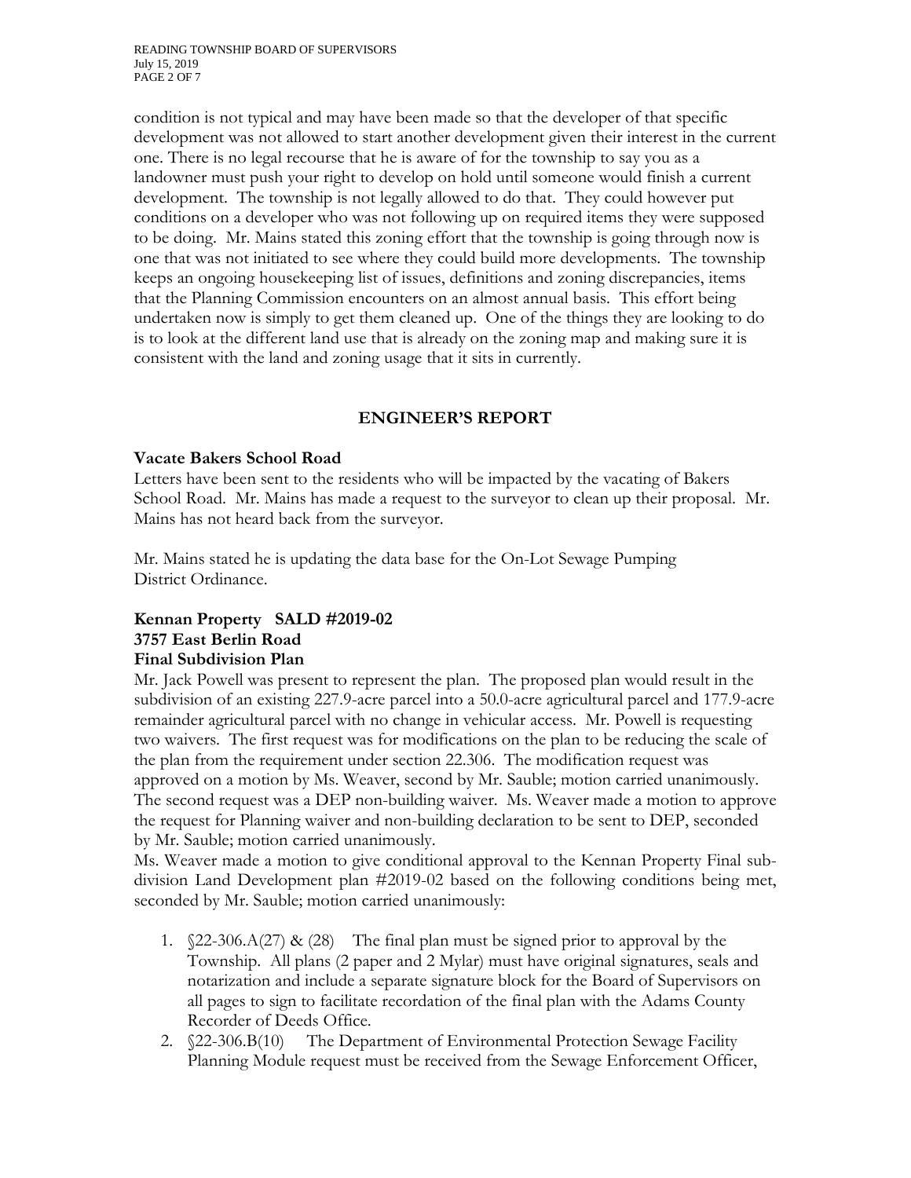condition is not typical and may have been made so that the developer of that specific development was not allowed to start another development given their interest in the current one. There is no legal recourse that he is aware of for the township to say you as a landowner must push your right to develop on hold until someone would finish a current development. The township is not legally allowed to do that. They could however put conditions on a developer who was not following up on required items they were supposed to be doing. Mr. Mains stated this zoning effort that the township is going through now is one that was not initiated to see where they could build more developments. The township keeps an ongoing housekeeping list of issues, definitions and zoning discrepancies, items that the Planning Commission encounters on an almost annual basis. This effort being undertaken now is simply to get them cleaned up. One of the things they are looking to do is to look at the different land use that is already on the zoning map and making sure it is consistent with the land and zoning usage that it sits in currently.

## ENGINEER'S REPORT

**Vacate Bakers School Road**

Letters have been sent to the residents who will be impacted by the vacating of Bakers School Road. Mr. Mains has made a request to the surveyor to clean up their proposal. Mr. Mains has not heard back from the surveyor.

Mr. Mains stated he is updating the data base for the On-Lot Sewage Pumping District Ordinance.

**Kennan Property SALD #2019-02**
**3757 East Berlin Road**
**Final Subdivision Plan**

Mr. Jack Powell was present to represent the plan. The proposed plan would result in the subdivision of an existing 227.9-acre parcel into a 50.0-acre agricultural parcel and 177.9-acre remainder agricultural parcel with no change in vehicular access. Mr. Powell is requesting two waivers. The first request was for modifications on the plan to be reducing the scale of the plan from the requirement under section 22.306. The modification request was approved on a motion by Ms. Weaver, second by Mr. Sauble; motion carried unanimously. The second request was a DEP non-building waiver. Ms. Weaver made a motion to approve the request for Planning waiver and non-building declaration to be sent to DEP, seconded by Mr. Sauble; motion carried unanimously.

Ms. Weaver made a motion to give conditional approval to the Kennan Property Final sub-division Land Development plan #2019-02 based on the following conditions being met, seconded by Mr. Sauble; motion carried unanimously:

1. §22-306.A(27) & (28) The final plan must be signed prior to approval by the Township. All plans (2 paper and 2 Mylar) must have original signatures, seals and notarization and include a separate signature block for the Board of Supervisors on all pages to sign to facilitate recordation of the final plan with the Adams County Recorder of Deeds Office.
2. §22-306.B(10) The Department of Environmental Protection Sewage Facility Planning Module request must be received from the Sewage Enforcement Officer,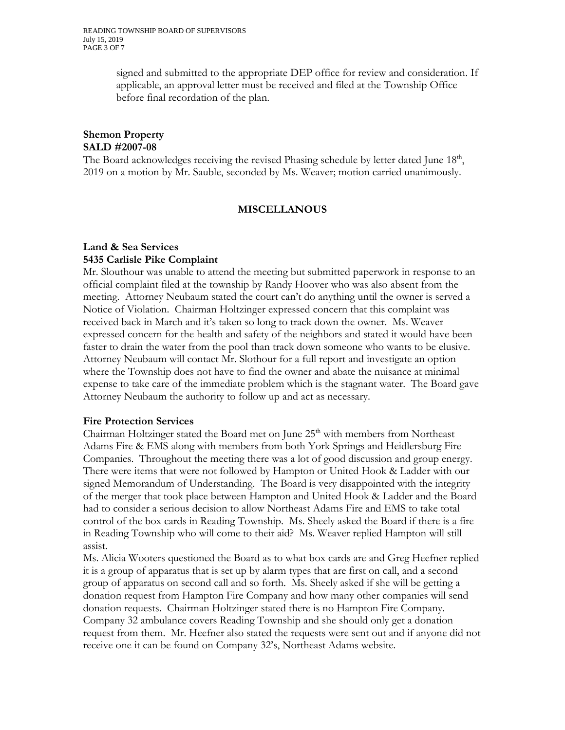signed and submitted to the appropriate DEP office for review and consideration. If applicable, an approval letter must be received and filed at the Township Office before final recordation of the plan.

**Shemon Property**
**SALD #2007-08**

The Board acknowledges receiving the revised Phasing schedule by letter dated June 18th, 2019 on a motion by Mr. Sauble, seconded by Ms. Weaver; motion carried unanimously.

## MISCELLANOUS

**Land & Sea Services**
**5435 Carlisle Pike Complaint**

Mr. Slouthour was unable to attend the meeting but submitted paperwork in response to an official complaint filed at the township by Randy Hoover who was also absent from the meeting. Attorney Neubaum stated the court can't do anything until the owner is served a Notice of Violation. Chairman Holtzinger expressed concern that this complaint was received back in March and it's taken so long to track down the owner. Ms. Weaver expressed concern for the health and safety of the neighbors and stated it would have been faster to drain the water from the pool than track down someone who wants to be elusive. Attorney Neubaum will contact Mr. Slothour for a full report and investigate an option where the Township does not have to find the owner and abate the nuisance at minimal expense to take care of the immediate problem which is the stagnant water. The Board gave Attorney Neubaum the authority to follow up and act as necessary.

**Fire Protection Services**

Chairman Holtzinger stated the Board met on June 25th with members from Northeast Adams Fire & EMS along with members from both York Springs and Heidlersburg Fire Companies. Throughout the meeting there was a lot of good discussion and group energy. There were items that were not followed by Hampton or United Hook & Ladder with our signed Memorandum of Understanding. The Board is very disappointed with the integrity of the merger that took place between Hampton and United Hook & Ladder and the Board had to consider a serious decision to allow Northeast Adams Fire and EMS to take total control of the box cards in Reading Township. Ms. Sheely asked the Board if there is a fire in Reading Township who will come to their aid? Ms. Weaver replied Hampton will still assist.

Ms. Alicia Wooters questioned the Board as to what box cards are and Greg Heefner replied it is a group of apparatus that is set up by alarm types that are first on call, and a second group of apparatus on second call and so forth. Ms. Sheely asked if she will be getting a donation request from Hampton Fire Company and how many other companies will send donation requests. Chairman Holtzinger stated there is no Hampton Fire Company. Company 32 ambulance covers Reading Township and she should only get a donation request from them. Mr. Heefner also stated the requests were sent out and if anyone did not receive one it can be found on Company 32's, Northeast Adams website.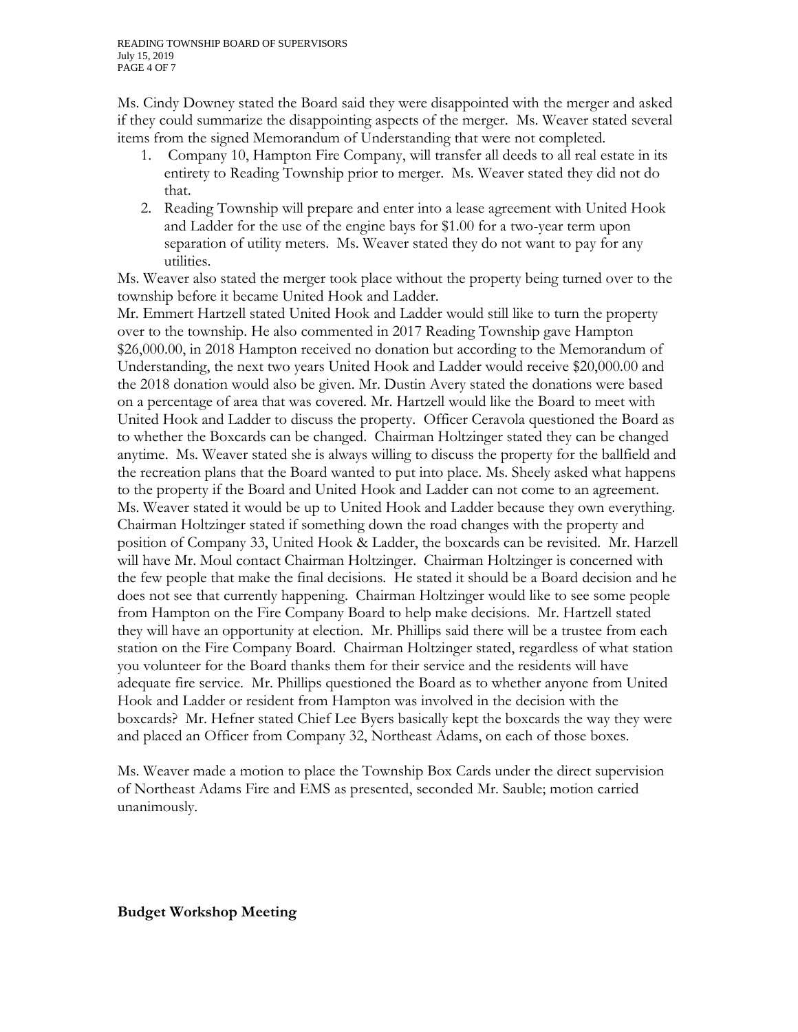Ms. Cindy Downey stated the Board said they were disappointed with the merger and asked if they could summarize the disappointing aspects of the merger. Ms. Weaver stated several items from the signed Memorandum of Understanding that were not completed.

1. Company 10, Hampton Fire Company, will transfer all deeds to all real estate in its entirety to Reading Township prior to merger. Ms. Weaver stated they did not do that.
2. Reading Township will prepare and enter into a lease agreement with United Hook and Ladder for the use of the engine bays for $1.00 for a two-year term upon separation of utility meters. Ms. Weaver stated they do not want to pay for any utilities.

Ms. Weaver also stated the merger took place without the property being turned over to the township before it became United Hook and Ladder.

Mr. Emmert Hartzell stated United Hook and Ladder would still like to turn the property over to the township. He also commented in 2017 Reading Township gave Hampton $26,000.00, in 2018 Hampton received no donation but according to the Memorandum of Understanding, the next two years United Hook and Ladder would receive $20,000.00 and the 2018 donation would also be given. Mr. Dustin Avery stated the donations were based on a percentage of area that was covered. Mr. Hartzell would like the Board to meet with United Hook and Ladder to discuss the property. Officer Ceravola questioned the Board as to whether the Boxcards can be changed. Chairman Holtzinger stated they can be changed anytime. Ms. Weaver stated she is always willing to discuss the property for the ballfield and the recreation plans that the Board wanted to put into place. Ms. Sheely asked what happens to the property if the Board and United Hook and Ladder can not come to an agreement. Ms. Weaver stated it would be up to United Hook and Ladder because they own everything. Chairman Holtzinger stated if something down the road changes with the property and position of Company 33, United Hook & Ladder, the boxcards can be revisited. Mr. Harzell will have Mr. Moul contact Chairman Holtzinger. Chairman Holtzinger is concerned with the few people that make the final decisions. He stated it should be a Board decision and he does not see that currently happening. Chairman Holtzinger would like to see some people from Hampton on the Fire Company Board to help make decisions. Mr. Hartzell stated they will have an opportunity at election. Mr. Phillips said there will be a trustee from each station on the Fire Company Board. Chairman Holtzinger stated, regardless of what station you volunteer for the Board thanks them for their service and the residents will have adequate fire service. Mr. Phillips questioned the Board as to whether anyone from United Hook and Ladder or resident from Hampton was involved in the decision with the boxcards? Mr. Hefner stated Chief Lee Byers basically kept the boxcards the way they were and placed an Officer from Company 32, Northeast Adams, on each of those boxes.

Ms. Weaver made a motion to place the Township Box Cards under the direct supervision of Northeast Adams Fire and EMS as presented, seconded Mr. Sauble; motion carried unanimously.

**Budget Workshop Meeting**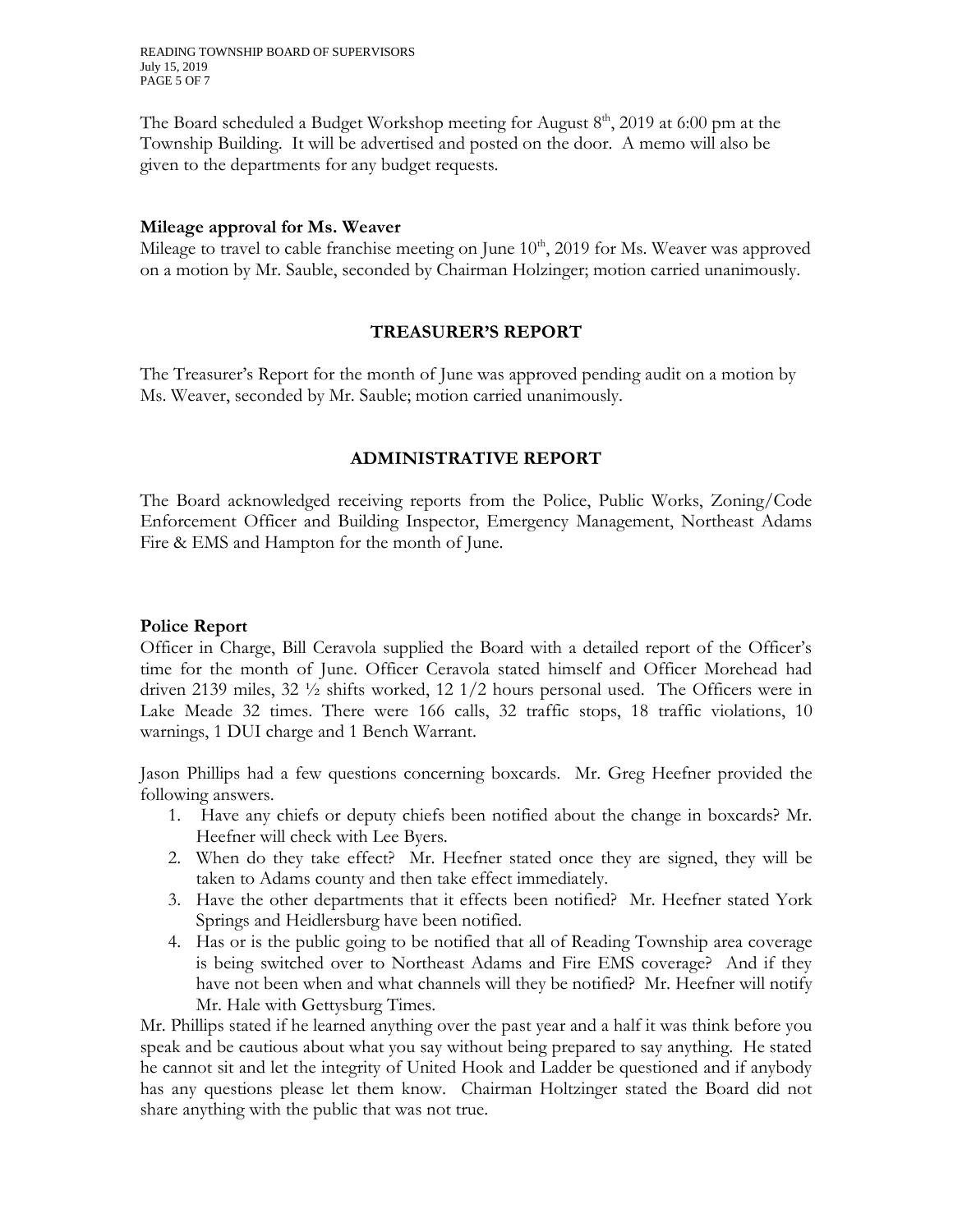The Board scheduled a Budget Workshop meeting for August 8th, 2019 at 6:00 pm at the Township Building. It will be advertised and posted on the door. A memo will also be given to the departments for any budget requests.

**Mileage approval for Ms. Weaver**

Mileage to travel to cable franchise meeting on June 10th, 2019 for Ms. Weaver was approved on a motion by Mr. Sauble, seconded by Chairman Holzinger; motion carried unanimously.

## TREASURER'S REPORT

The Treasurer's Report for the month of June was approved pending audit on a motion by Ms. Weaver, seconded by Mr. Sauble; motion carried unanimously.

## ADMINISTRATIVE REPORT

The Board acknowledged receiving reports from the Police, Public Works, Zoning/Code Enforcement Officer and Building Inspector, Emergency Management, Northeast Adams Fire & EMS and Hampton for the month of June.

**Police Report**

Officer in Charge, Bill Ceravola supplied the Board with a detailed report of the Officer's time for the month of June. Officer Ceravola stated himself and Officer Morehead had driven 2139 miles, 32 ½ shifts worked, 12 1/2 hours personal used. The Officers were in Lake Meade 32 times. There were 166 calls, 32 traffic stops, 18 traffic violations, 10 warnings, 1 DUI charge and 1 Bench Warrant.

Jason Phillips had a few questions concerning boxcards. Mr. Greg Heefner provided the following answers.

1. Have any chiefs or deputy chiefs been notified about the change in boxcards? Mr. Heefner will check with Lee Byers.
2. When do they take effect? Mr. Heefner stated once they are signed, they will be taken to Adams county and then take effect immediately.
3. Have the other departments that it effects been notified? Mr. Heefner stated York Springs and Heidlersburg have been notified.
4. Has or is the public going to be notified that all of Reading Township area coverage is being switched over to Northeast Adams and Fire EMS coverage? And if they have not been when and what channels will they be notified? Mr. Heefner will notify Mr. Hale with Gettysburg Times.

Mr. Phillips stated if he learned anything over the past year and a half it was think before you speak and be cautious about what you say without being prepared to say anything. He stated he cannot sit and let the integrity of United Hook and Ladder be questioned and if anybody has any questions please let them know. Chairman Holtzinger stated the Board did not share anything with the public that was not true.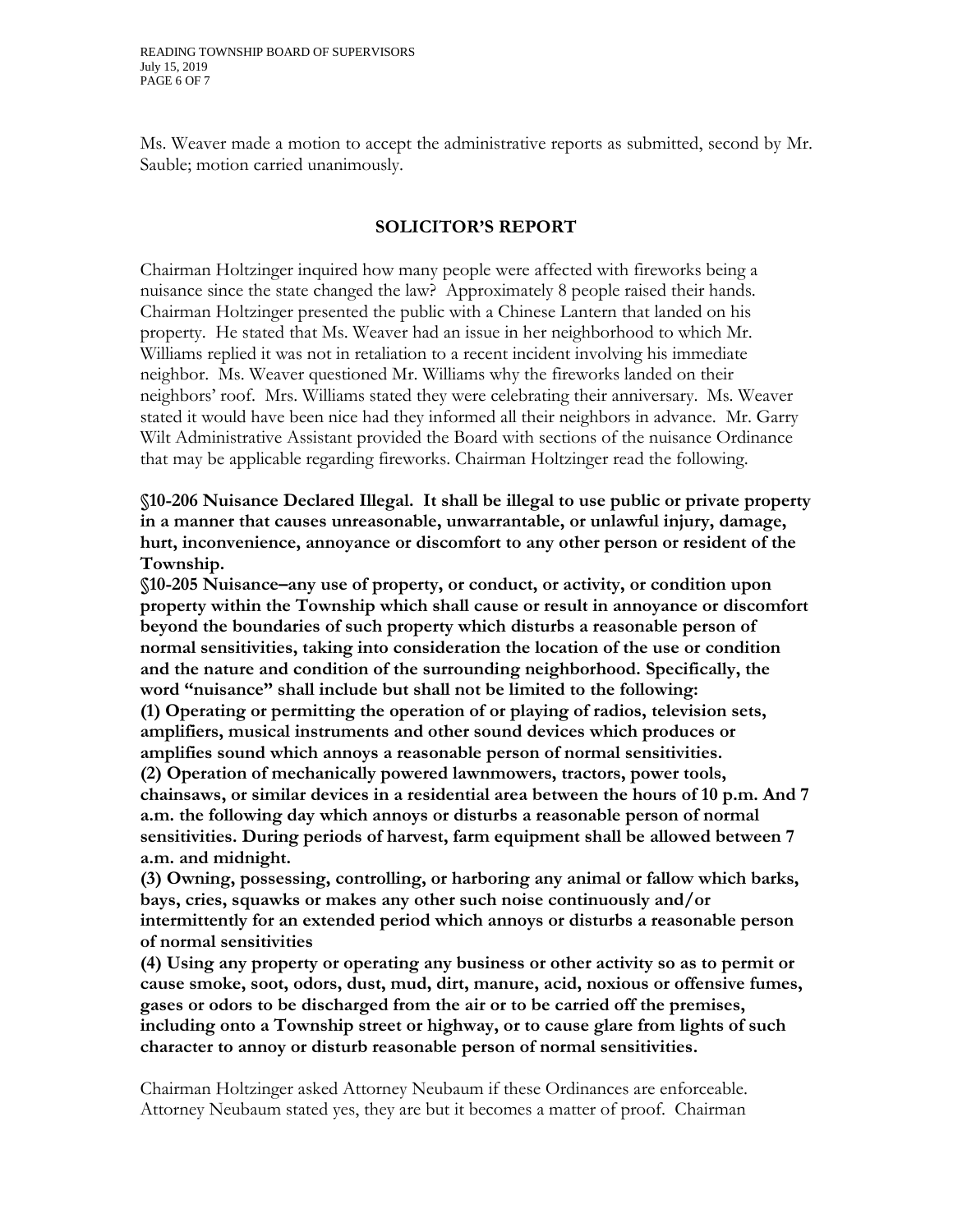Ms. Weaver made a motion to accept the administrative reports as submitted, second by Mr. Sauble; motion carried unanimously.

## SOLICITOR'S REPORT

Chairman Holtzinger inquired how many people were affected with fireworks being a nuisance since the state changed the law? Approximately 8 people raised their hands. Chairman Holtzinger presented the public with a Chinese Lantern that landed on his property. He stated that Ms. Weaver had an issue in her neighborhood to which Mr. Williams replied it was not in retaliation to a recent incident involving his immediate neighbor. Ms. Weaver questioned Mr. Williams why the fireworks landed on their neighbors' roof. Mrs. Williams stated they were celebrating their anniversary. Ms. Weaver stated it would have been nice had they informed all their neighbors in advance. Mr. Garry Wilt Administrative Assistant provided the Board with sections of the nuisance Ordinance that may be applicable regarding fireworks. Chairman Holtzinger read the following.

**§10-206 Nuisance Declared Illegal. It shall be illegal to use public or private property in a manner that causes unreasonable, unwarrantable, or unlawful injury, damage, hurt, inconvenience, annoyance or discomfort to any other person or resident of the Township.**

**§10-205 Nuisance–any use of property, or conduct, or activity, or condition upon property within the Township which shall cause or result in annoyance or discomfort beyond the boundaries of such property which disturbs a reasonable person of normal sensitivities, taking into consideration the location of the use or condition and the nature and condition of the surrounding neighborhood. Specifically, the word "nuisance" shall include but shall not be limited to the following:**

**(1) Operating or permitting the operation of or playing of radios, television sets, amplifiers, musical instruments and other sound devices which produces or amplifies sound which annoys a reasonable person of normal sensitivities.**

**(2) Operation of mechanically powered lawnmowers, tractors, power tools, chainsaws, or similar devices in a residential area between the hours of 10 p.m. And 7 a.m. the following day which annoys or disturbs a reasonable person of normal sensitivities. During periods of harvest, farm equipment shall be allowed between 7 a.m. and midnight.**

**(3) Owning, possessing, controlling, or harboring any animal or fallow which barks, bays, cries, squawks or makes any other such noise continuously and/or intermittently for an extended period which annoys or disturbs a reasonable person of normal sensitivities**

**(4) Using any property or operating any business or other activity so as to permit or cause smoke, soot, odors, dust, mud, dirt, manure, acid, noxious or offensive fumes, gases or odors to be discharged from the air or to be carried off the premises, including onto a Township street or highway, or to cause glare from lights of such character to annoy or disturb reasonable person of normal sensitivities.**

Chairman Holtzinger asked Attorney Neubaum if these Ordinances are enforceable. Attorney Neubaum stated yes, they are but it becomes a matter of proof. Chairman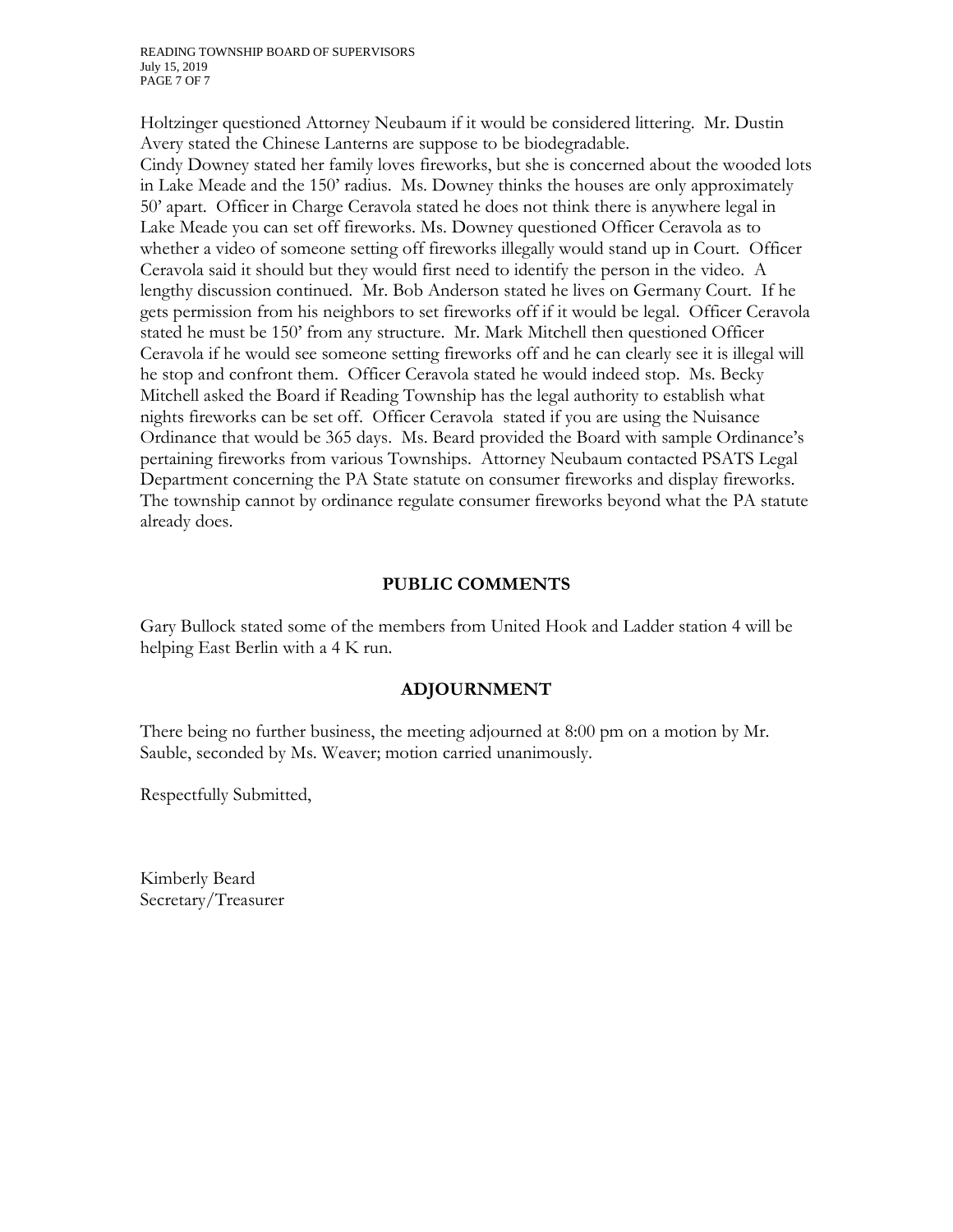Holtzinger questioned Attorney Neubaum if it would be considered littering. Mr. Dustin Avery stated the Chinese Lanterns are suppose to be biodegradable.
Cindy Downey stated her family loves fireworks, but she is concerned about the wooded lots in Lake Meade and the 150' radius. Ms. Downey thinks the houses are only approximately 50' apart. Officer in Charge Ceravola stated he does not think there is anywhere legal in Lake Meade you can set off fireworks. Ms. Downey questioned Officer Ceravola as to whether a video of someone setting off fireworks illegally would stand up in Court. Officer Ceravola said it should but they would first need to identify the person in the video. A lengthy discussion continued. Mr. Bob Anderson stated he lives on Germany Court. If he gets permission from his neighbors to set fireworks off if it would be legal. Officer Ceravola stated he must be 150' from any structure. Mr. Mark Mitchell then questioned Officer Ceravola if he would see someone setting fireworks off and he can clearly see it is illegal will he stop and confront them. Officer Ceravola stated he would indeed stop. Ms. Becky Mitchell asked the Board if Reading Township has the legal authority to establish what nights fireworks can be set off. Officer Ceravola stated if you are using the Nuisance Ordinance that would be 365 days. Ms. Beard provided the Board with sample Ordinance's pertaining fireworks from various Townships. Attorney Neubaum contacted PSATS Legal Department concerning the PA State statute on consumer fireworks and display fireworks. The township cannot by ordinance regulate consumer fireworks beyond what the PA statute already does.

## PUBLIC COMMENTS

Gary Bullock stated some of the members from United Hook and Ladder station 4 will be helping East Berlin with a 4 K run.

## ADJOURNMENT

There being no further business, the meeting adjourned at 8:00 pm on a motion by Mr. Sauble, seconded by Ms. Weaver; motion carried unanimously.

Respectfully Submitted,

Kimberly Beard
Secretary/Treasurer